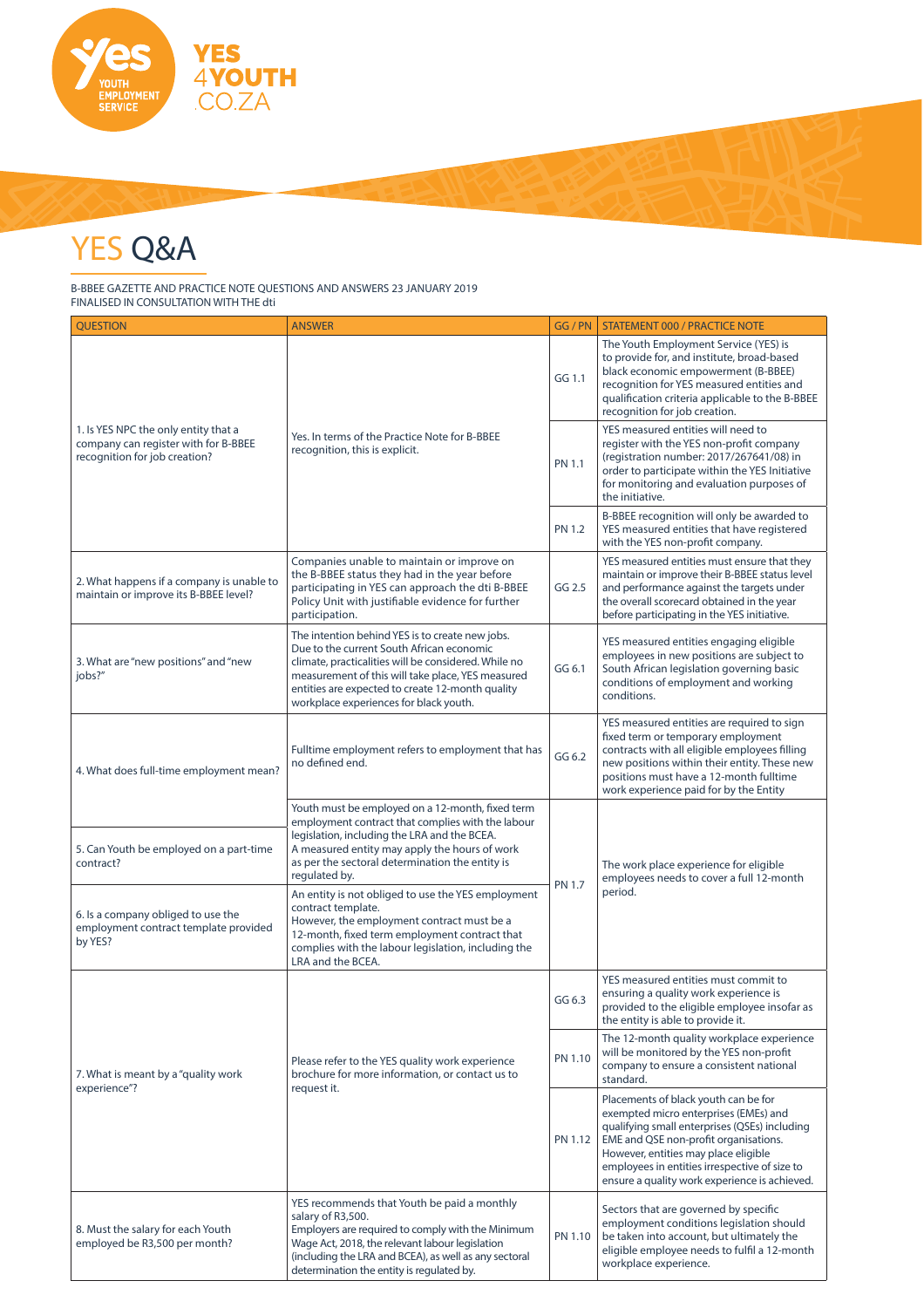YES 4YOUTH .CO.ZA

# YES Q&A

B-BBEE GAZETTE AND PRACTICE NOTE QUESTIONS AND ANSWERS 23 JANUARY 2019
FINALISED IN CONSULTATION WITH THE dti

| QUESTION | ANSWER | GG / PN | STATEMENT 000 / PRACTICE NOTE |
|---|---|---|---|
| 1. Is YES NPC the only entity that a company can register with for B-BBEE recognition for job creation? | Yes. In terms of the Practice Note for B-BBEE recognition, this is explicit. | GG 1.1 | The Youth Employment Service (YES) is to provide for, and institute, broad-based black economic empowerment (B-BBEE) recognition for YES measured entities and qualification criteria applicable to the B-BBEE recognition for job creation. |
| | | PN 1.1 | YES measured entities will need to register with the YES non-profit company (registration number: 2017/267641/08) in order to participate within the YES Initiative for monitoring and evaluation purposes of the initiative. |
| | | PN 1.2 | B-BBEE recognition will only be awarded to YES measured entities that have registered with the YES non-profit company. |
| 2. What happens if a company is unable to maintain or improve its B-BBEE level? | Companies unable to maintain or improve on the B-BBEE status they had in the year before participating in YES can approach the dti B-BBEE Policy Unit with justifiable evidence for further participation. | GG 2.5 | YES measured entities must ensure that they maintain or improve their B-BBEE status level and performance against the targets under the overall scorecard obtained in the year before participating in the YES initiative. |
| 3. What are "new positions" and "new jobs?" | The intention behind YES is to create new jobs. Due to the current South African economic climate, practicalities will be considered. While no measurement of this will take place, YES measured entities are expected to create 12-month quality workplace experiences for black youth. | GG 6.1 | YES measured entities engaging eligible employees in new positions are subject to South African legislation governing basic conditions of employment and working conditions. |
| 4. What does full-time employment mean? | Fulltime employment refers to employment that has no defined end. | GG 6.2 | YES measured entities are required to sign fixed term or temporary employment contracts with all eligible employees filling new positions within their entity. These new positions must have a 12-month fulltime work experience paid for by the Entity |
| 5. Can Youth be employed on a part-time contract? | Youth must be employed on a 12-month, fixed term employment contract that complies with the labour legislation, including the LRA and the BCEA. A measured entity may apply the hours of work as per the sectoral determination the entity is regulated by. | PN 1.7 | The work place experience for eligible employees needs to cover a full 12-month period. |
| 6. Is a company obliged to use the employment contract template provided by YES? | An entity is not obliged to use the YES employment contract template. However, the employment contract must be a 12-month, fixed term employment contract that complies with the labour legislation, including the LRA and the BCEA. | | |
| 7. What is meant by a "quality work experience"? | Please refer to the YES quality work experience brochure for more information, or contact us to request it. | GG 6.3 | YES measured entities must commit to ensuring a quality work experience is provided to the eligible employee insofar as the entity is able to provide it. |
| | | PN 1.10 | The 12-month quality workplace experience will be monitored by the YES non-profit company to ensure a consistent national standard. |
| | | PN 1.12 | Placements of black youth can be for exempted micro enterprises (EMEs) and qualifying small enterprises (QSEs) including EME and QSE non-profit organisations. However, entities may place eligible employees in entities irrespective of size to ensure a quality work experience is achieved. |
| 8. Must the salary for each Youth employed be R3,500 per month? | YES recommends that Youth be paid a monthly salary of R3,500. Employers are required to comply with the Minimum Wage Act, 2018, the relevant labour legislation (including the LRA and BCEA), as well as any sectoral determination the entity is regulated by. | PN 1.10 | Sectors that are governed by specific employment conditions legislation should be taken into account, but ultimately the eligible employee needs to fulfil a 12-month workplace experience. |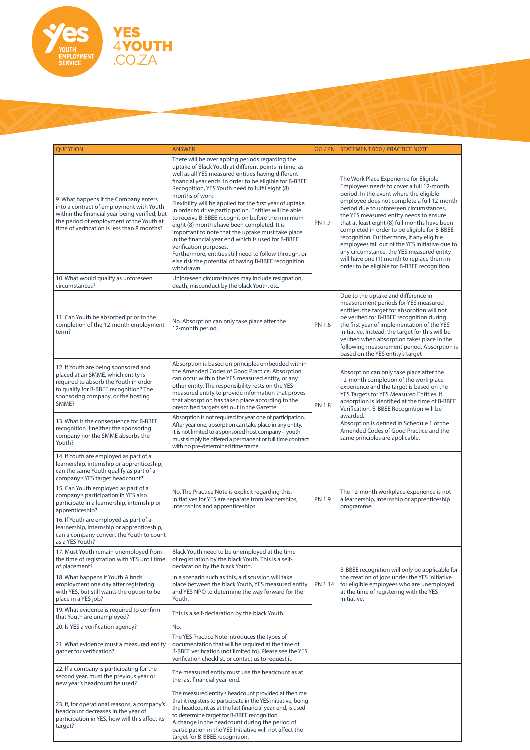| QUESTION | ANSWER | GG / PN | STATEMENT 000 / PRACTICE NOTE |
|---|---|---|---|
| 9. What happens if the Company enters into a contract of employment with Youth within the financial year being verified, but the period of employment of the Youth at time of verification is less than 8 months? | There will be overlapping periods regarding the uptake of Black Youth at different points in time, as well as all YES measured entities having different financial year ends. in order to be eligible for B-BBEE Recognition, YES Youth need to fulfil eight (8) months of work. Flexibility will be applied for the first year of uptake in order to drive participation. Entities will be able to receive B-BBEE recognition before the minimum eight (8) month shave been completed. It is important to note that the uptake must take place in the financial year end which is used for B-BBEE verification purposes. Furthermore, entities still need to follow through, or else risk the potential of having B-BBEE recognition withdrawn. | PN 1.7 | The Work Place Experience for Eligible Employees needs to cover a full 12-month period. In the event where the eligible employee does not complete a full 12-month period due to unforeseen circumstances, the YES measured entity needs to ensure that at least eight (8) full months have been completed in order to be eligible for B-BBEE recognition. Furthermore, if any eligible employees fall out of the YES initiative due to any circumstance, the YES measured entity will have one (1) month to replace them in order to be eligible for B-BBEE recognition. |
| 10. What would qualify as unforeseen circumstances? | Unforeseen circumstances may include resignation, death, misconduct by the black Youth, etc. | | |
| 11. Can Youth be absorbed prior to the completion of the 12-month employment term? | No. Absorption can only take place after the 12-month period. | PN 1.6 | Due to the uptake and difference in measurement periods for YES measured entities, the target for absorption will not be verified for B-BBEE recognition during the first year of implementation of the YES initiative. Instead, the target for this will be verified when absorption takes place in the following measurement period. Absorption is based on the YES entity's target |
| 12. If Youth are being sponsored and placed at an SMME, which entity is required to absorb the Youth in order to qualify for B-BBEE recognition? The sponsoring company, or the hosting SMME? | Absorption is based on principles embedded within the Amended Codes of Good Practice. Absorption can occur within the YES measured entity, or any other entity. The responsibility rests on the YES measured entity to provide information that proves that absorption has taken place according to the prescribed targets set out in the Gazette. | PN 1.8 | Absorption can only take place after the 12-month completion of the work place experience and the target is based on the YES Targets for YES Measured Entities. If absorption is identified at the time of B-BBEE Verification, B-BBEE Recognition will be awarded. Absorption is defined in Schedule 1 of the Amended Codes of Good Practice and the same principles are applicable. |
| 13. What is the consequence for B-BBEE recognition if neither the sponsoring company nor the SMME absorbs the Youth? | Absorption is not required for year one of participation. After year one, absorption can take place in any entity. It is not limited to a sponsored host company – youth must simply be offered a permanent or full time contract with no pre-determined time frame. | | |
| 14. If Youth are employed as part of a learnership, internship or apprenticeship, can the same Youth qualify as part of a company's YES target headcount? | No. The Practice Note is explicit regarding this. Initiatives for YES are separate from learnerships, internships and apprenticeships. | PN 1.9 | The 12-month workplace experience is not a learnership, internship or apprenticeship programme. |
| 15. Can Youth employed as part of a company's participation in YES also participate in a learnership, internship or apprenticeship? | | | |
| 16. If Youth are employed as part of a learnership, internship or apprenticeship, can a company convert the Youth to count as a YES Youth? | | | |
| 17. Must Youth remain unemployed from the time of registration with YES until time of placement? | Black Youth need to be unemployed at the time of registration by the black Youth. This is a self-declaration by the black Youth. | PN 1.14 | B-BBEE recognition will only be applicable for the creation of jobs under the YES initiative for eligible employees who are unemployed at the time of registering with the YES initiative. |
| 18. What happens if Youth A finds employment one day after registering with YES, but still wants the option to be place in a YES job? | In a scenario such as this, a discussion will take place between the black Youth, YES measured entity and YES NPO to determine the way forward for the Youth. | | |
| 19. What evidence is required to confirm that Youth are unemployed? | This is a self-declaration by the black Youth. | | |
| 20. Is YES a verification agency? | No. | | |
| 21. What evidence must a measured entity gather for verification? | The YES Practice Note introduces the types of documentation that will be required at the time of B-BBEE verification (not limited to). Please see the YES verification checklist, or contact us to request it. | | |
| 22. If a company is participating for the second year, must the previous year or new year's headcount be used? | The measured entity must use the headcount as at the last financial year-end. | | |
| 23. If, for operational reasons, a company's headcount decreases in the year of participation in YES, how will this affect its target? | The measured entity's headcount provided at the time that it registers to participate in the YES initiative, being the headcount as at the last financial year-end, is used to determine target for B-BBEE recognition. A change in the headcount during the period of participation in the YES Initiative will not affect the target for B-BBEE recognition. | | |